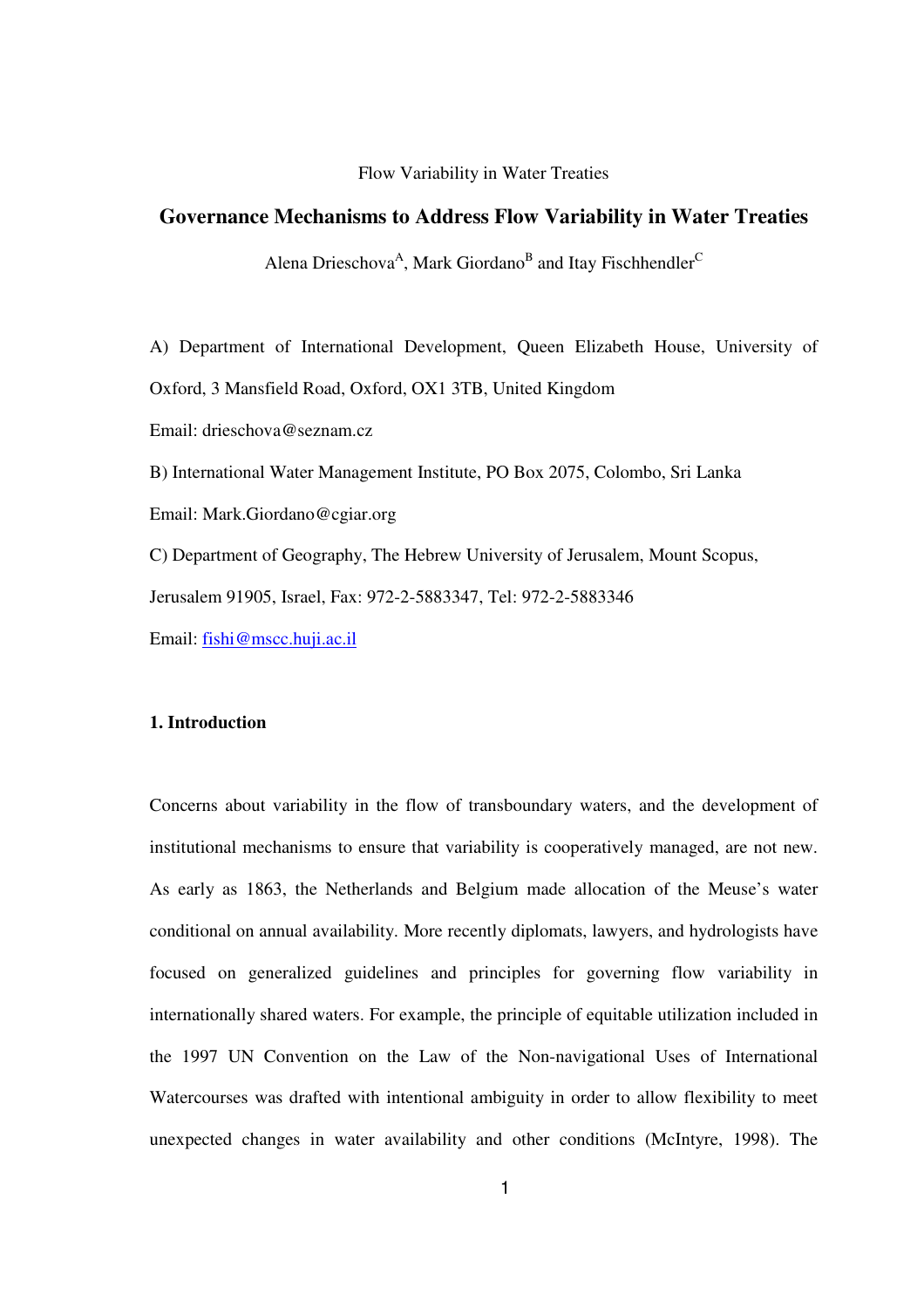# Governance Mechanisms to Address Flow Variability in Water Treaties

Alena Drieschova[A], Mark Giordano[B] and Itay Fischhendler[C]

A) Department of International Development, Queen Elizabeth House, University of Oxford, 3 Mansfield Road, Oxford, OX1 3TB, United Kingdom

Email: drieschova@seznam.cz

B) International Water Management Institute, PO Box 2075, Colombo, Sri Lanka

Email: Mark.Giordano@cgiar.org

C) Department of Geography, The Hebrew University of Jerusalem, Mount Scopus, Jerusalem 91905, Israel, Fax: 972-2-5883347, Tel: 972-2-5883346

Email: fishi@mscc.huji.ac.il

## 1. Introduction

Concerns about variability in the flow of transboundary waters, and the development of institutional mechanisms to ensure that variability is cooperatively managed, are not new. As early as 1863, the Netherlands and Belgium made allocation of the Meuse's water conditional on annual availability. More recently diplomats, lawyers, and hydrologists have focused on generalized guidelines and principles for governing flow variability in internationally shared waters. For example, the principle of equitable utilization included in the 1997 UN Convention on the Law of the Non-navigational Uses of International Watercourses was drafted with intentional ambiguity in order to allow flexibility to meet unexpected changes in water availability and other conditions (McIntyre, 1998). The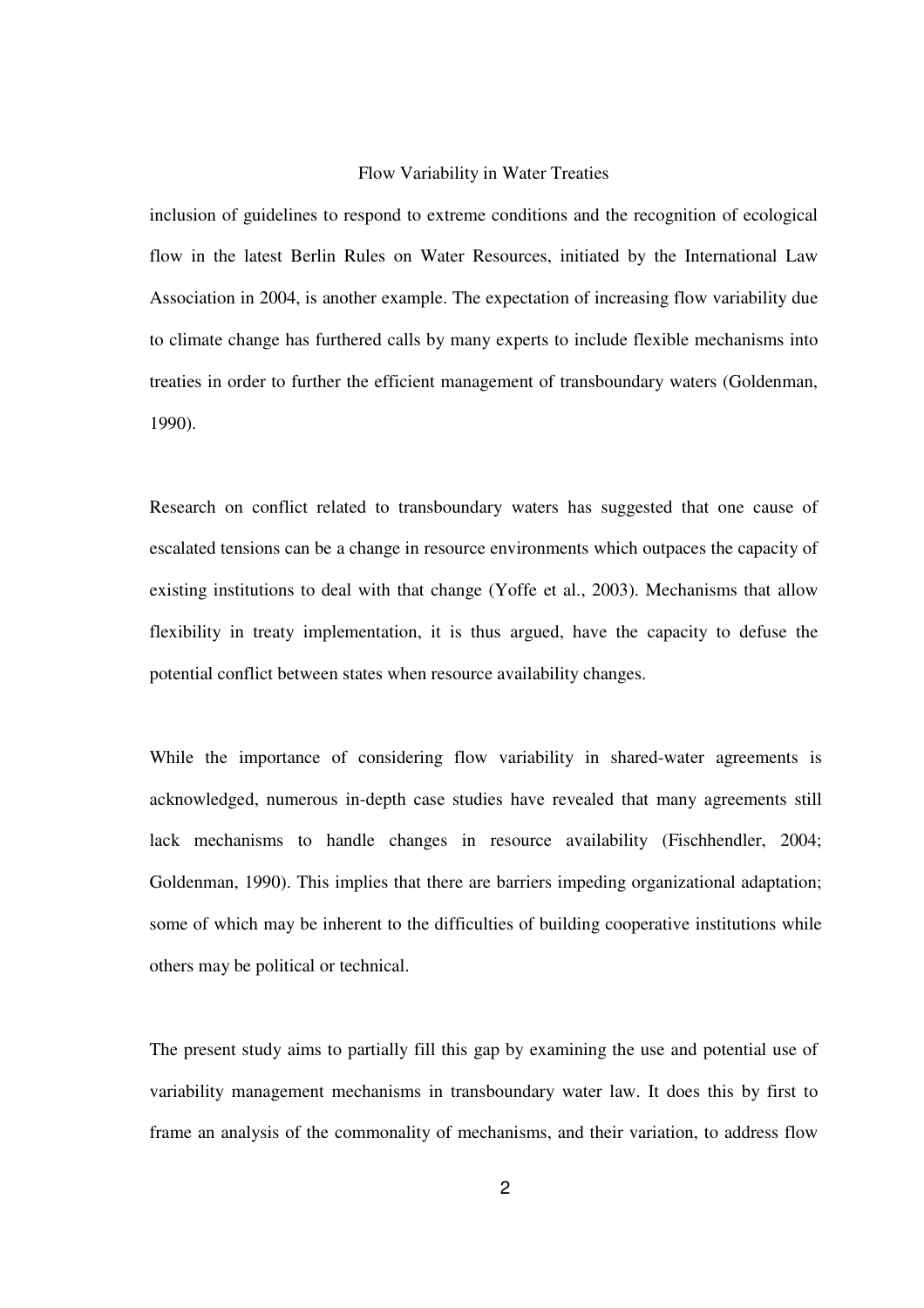inclusion of guidelines to respond to extreme conditions and the recognition of ecological flow in the latest Berlin Rules on Water Resources, initiated by the International Law Association in 2004, is another example. The expectation of increasing flow variability due to climate change has furthered calls by many experts to include flexible mechanisms into treaties in order to further the efficient management of transboundary waters (Goldenman, 1990).

Research on conflict related to transboundary waters has suggested that one cause of escalated tensions can be a change in resource environments which outpaces the capacity of existing institutions to deal with that change (Yoffe et al., 2003). Mechanisms that allow flexibility in treaty implementation, it is thus argued, have the capacity to defuse the potential conflict between states when resource availability changes.

While the importance of considering flow variability in shared-water agreements is acknowledged, numerous in-depth case studies have revealed that many agreements still lack mechanisms to handle changes in resource availability (Fischhendler, 2004; Goldenman, 1990). This implies that there are barriers impeding organizational adaptation; some of which may be inherent to the difficulties of building cooperative institutions while others may be political or technical.

The present study aims to partially fill this gap by examining the use and potential use of variability management mechanisms in transboundary water law. It does this by first to frame an analysis of the commonality of mechanisms, and their variation, to address flow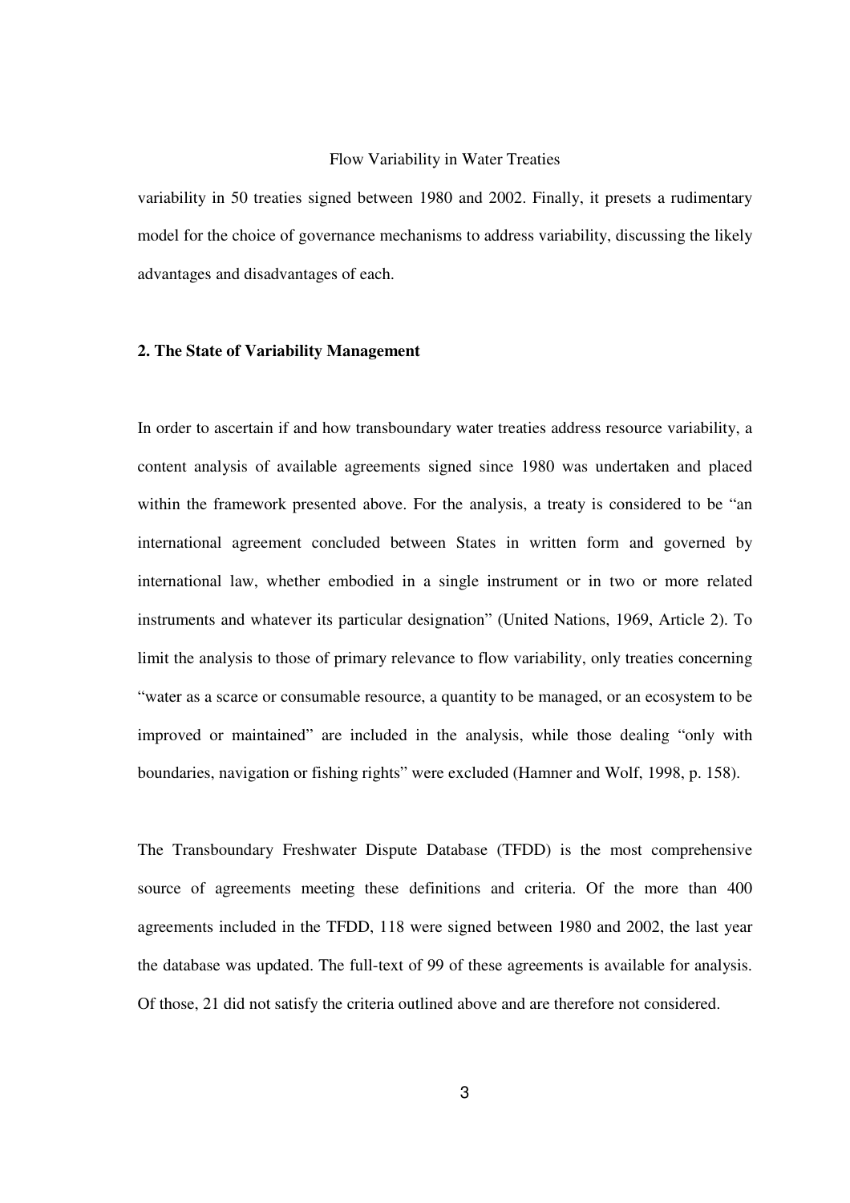variability in 50 treaties signed between 1980 and 2002. Finally, it presets a rudimentary model for the choice of governance mechanisms to address variability, discussing the likely advantages and disadvantages of each.

## 2. The State of Variability Management

In order to ascertain if and how transboundary water treaties address resource variability, a content analysis of available agreements signed since 1980 was undertaken and placed within the framework presented above. For the analysis, a treaty is considered to be "an international agreement concluded between States in written form and governed by international law, whether embodied in a single instrument or in two or more related instruments and whatever its particular designation" (United Nations, 1969, Article 2). To limit the analysis to those of primary relevance to flow variability, only treaties concerning "water as a scarce or consumable resource, a quantity to be managed, or an ecosystem to be improved or maintained" are included in the analysis, while those dealing "only with boundaries, navigation or fishing rights" were excluded (Hamner and Wolf, 1998, p. 158).

The Transboundary Freshwater Dispute Database (TFDD) is the most comprehensive source of agreements meeting these definitions and criteria. Of the more than 400 agreements included in the TFDD, 118 were signed between 1980 and 2002, the last year the database was updated. The full-text of 99 of these agreements is available for analysis. Of those, 21 did not satisfy the criteria outlined above and are therefore not considered.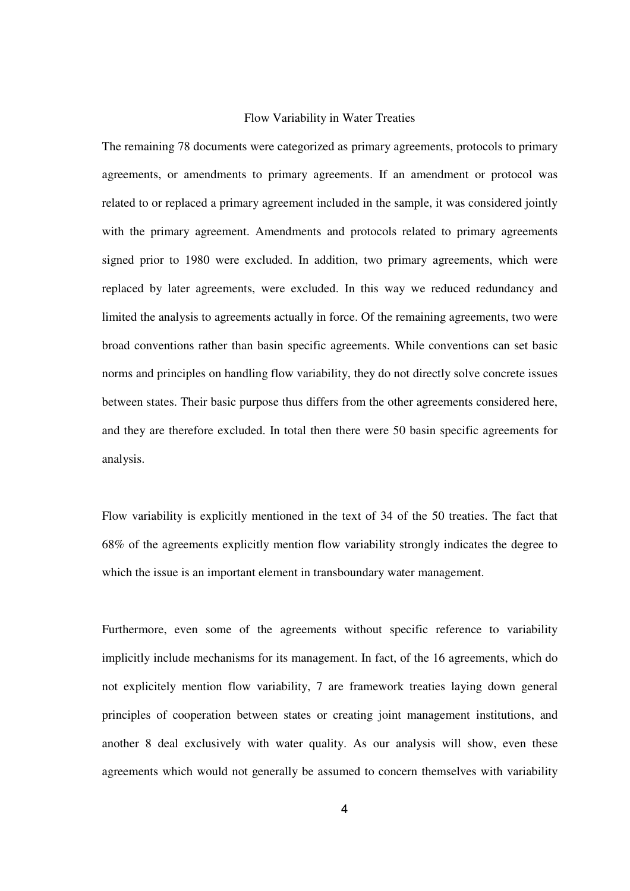## Flow Variability in Water Treaties

The remaining 78 documents were categorized as primary agreements, protocols to primary agreements, or amendments to primary agreements. If an amendment or protocol was related to or replaced a primary agreement included in the sample, it was considered jointly with the primary agreement. Amendments and protocols related to primary agreements signed prior to 1980 were excluded. In addition, two primary agreements, which were replaced by later agreements, were excluded. In this way we reduced redundancy and limited the analysis to agreements actually in force. Of the remaining agreements, two were broad conventions rather than basin specific agreements. While conventions can set basic norms and principles on handling flow variability, they do not directly solve concrete issues between states. Their basic purpose thus differs from the other agreements considered here, and they are therefore excluded. In total then there were 50 basin specific agreements for analysis.

Flow variability is explicitly mentioned in the text of 34 of the 50 treaties. The fact that 68% of the agreements explicitly mention flow variability strongly indicates the degree to which the issue is an important element in transboundary water management.

Furthermore, even some of the agreements without specific reference to variability implicitly include mechanisms for its management. In fact, of the 16 agreements, which do not explicitely mention flow variability, 7 are framework treaties laying down general principles of cooperation between states or creating joint management institutions, and another 8 deal exclusively with water quality. As our analysis will show, even these agreements which would not generally be assumed to concern themselves with variability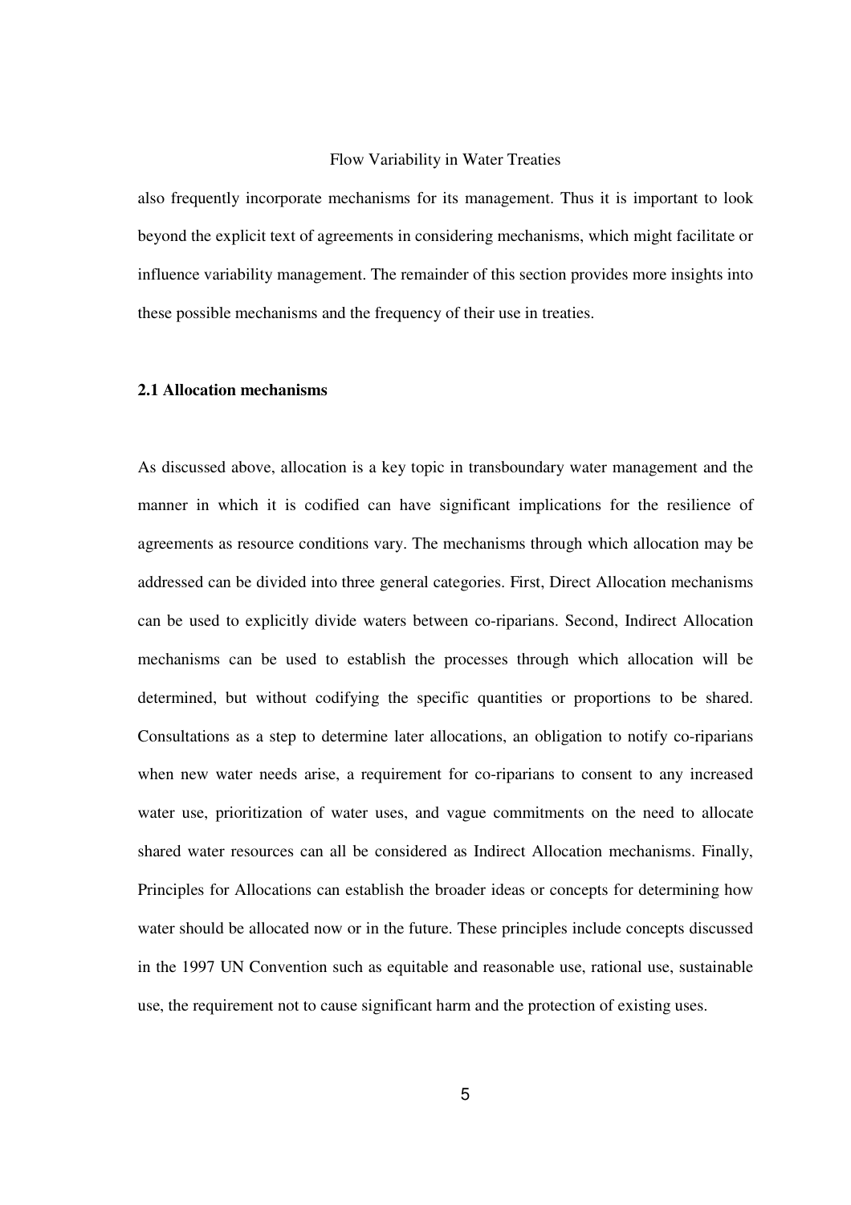also frequently incorporate mechanisms for its management. Thus it is important to look beyond the explicit text of agreements in considering mechanisms, which might facilitate or influence variability management. The remainder of this section provides more insights into these possible mechanisms and the frequency of their use in treaties.

### 2.1 Allocation mechanisms

As discussed above, allocation is a key topic in transboundary water management and the manner in which it is codified can have significant implications for the resilience of agreements as resource conditions vary. The mechanisms through which allocation may be addressed can be divided into three general categories. First, Direct Allocation mechanisms can be used to explicitly divide waters between co-riparians. Second, Indirect Allocation mechanisms can be used to establish the processes through which allocation will be determined, but without codifying the specific quantities or proportions to be shared. Consultations as a step to determine later allocations, an obligation to notify co-riparians when new water needs arise, a requirement for co-riparians to consent to any increased water use, prioritization of water uses, and vague commitments on the need to allocate shared water resources can all be considered as Indirect Allocation mechanisms. Finally, Principles for Allocations can establish the broader ideas or concepts for determining how water should be allocated now or in the future. These principles include concepts discussed in the 1997 UN Convention such as equitable and reasonable use, rational use, sustainable use, the requirement not to cause significant harm and the protection of existing uses.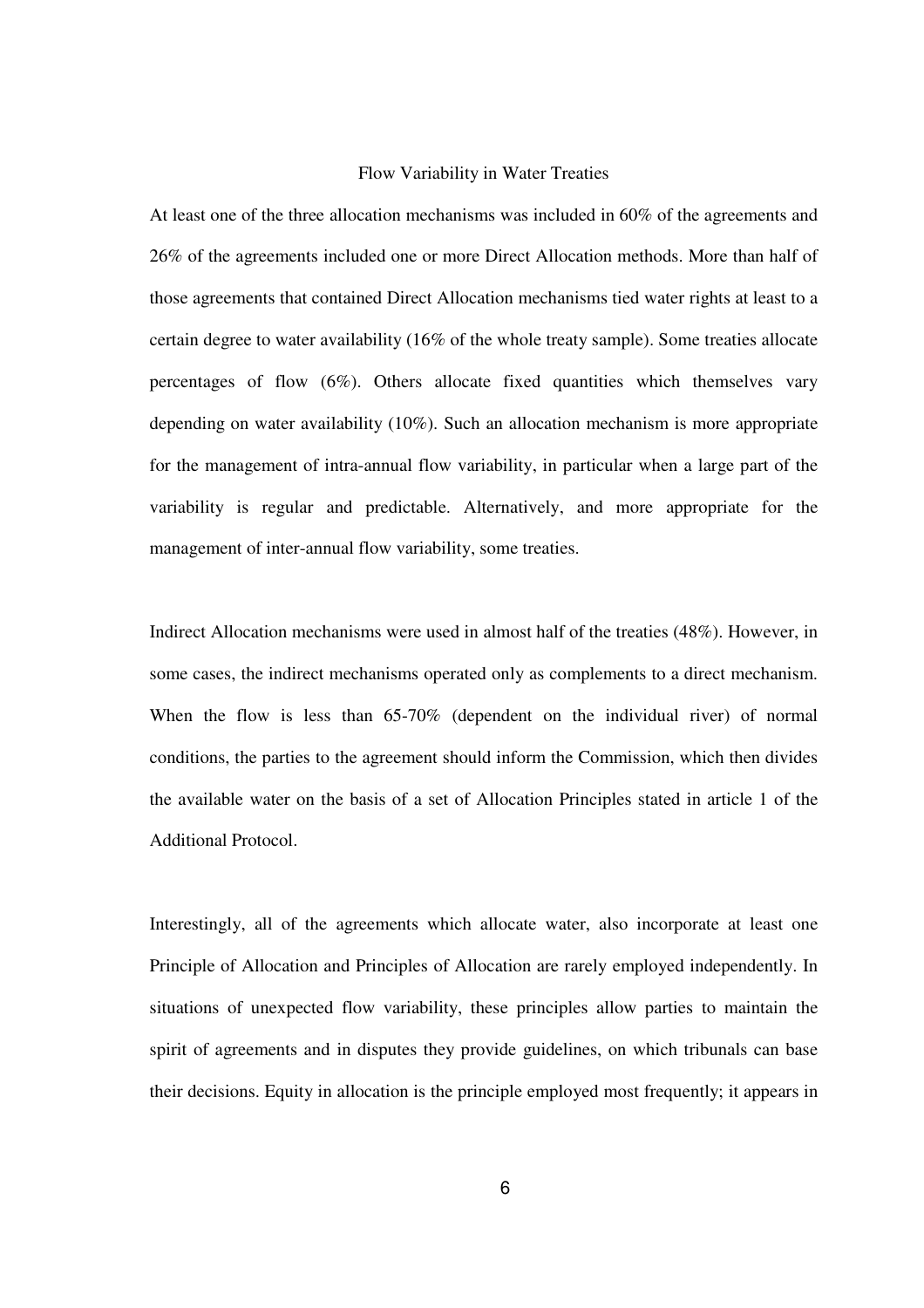At least one of the three allocation mechanisms was included in 60% of the agreements and 26% of the agreements included one or more Direct Allocation methods. More than half of those agreements that contained Direct Allocation mechanisms tied water rights at least to a certain degree to water availability (16% of the whole treaty sample). Some treaties allocate percentages of flow (6%). Others allocate fixed quantities which themselves vary depending on water availability (10%). Such an allocation mechanism is more appropriate for the management of intra-annual flow variability, in particular when a large part of the variability is regular and predictable. Alternatively, and more appropriate for the management of inter-annual flow variability, some treaties.

Indirect Allocation mechanisms were used in almost half of the treaties (48%). However, in some cases, the indirect mechanisms operated only as complements to a direct mechanism. When the flow is less than 65-70% (dependent on the individual river) of normal conditions, the parties to the agreement should inform the Commission, which then divides the available water on the basis of a set of Allocation Principles stated in article 1 of the Additional Protocol.

Interestingly, all of the agreements which allocate water, also incorporate at least one Principle of Allocation and Principles of Allocation are rarely employed independently. In situations of unexpected flow variability, these principles allow parties to maintain the spirit of agreements and in disputes they provide guidelines, on which tribunals can base their decisions. Equity in allocation is the principle employed most frequently; it appears in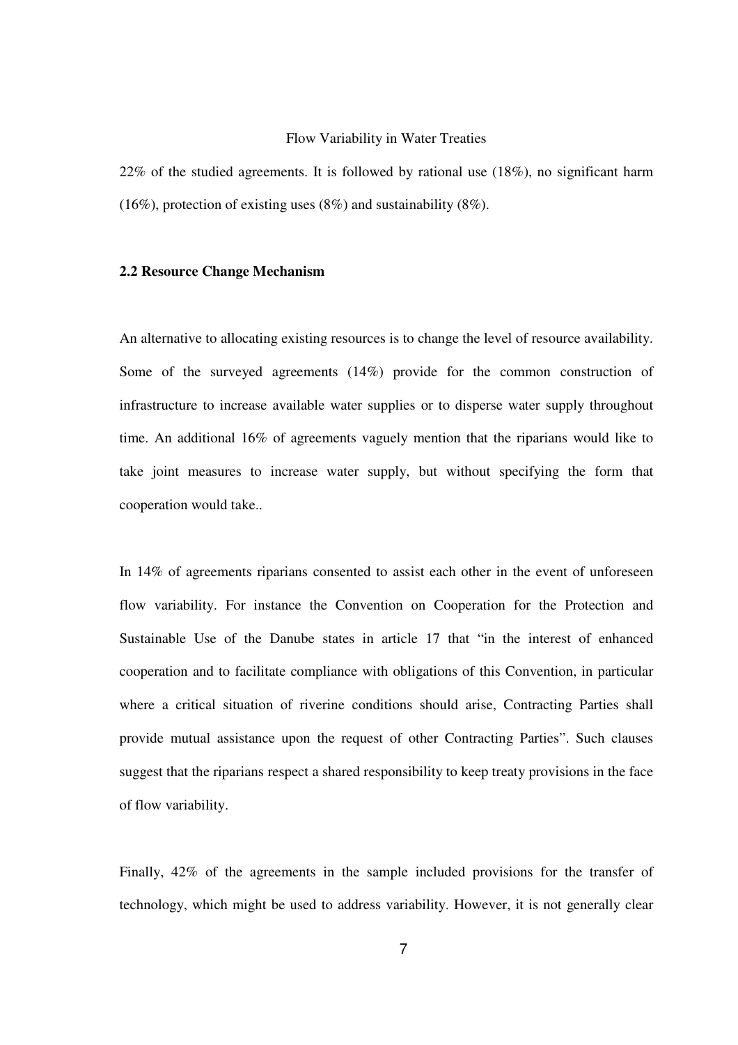22% of the studied agreements. It is followed by rational use (18%), no significant harm (16%), protection of existing uses (8%) and sustainability (8%).

**2.2 Resource Change Mechanism**

An alternative to allocating existing resources is to change the level of resource availability. Some of the surveyed agreements (14%) provide for the common construction of infrastructure to increase available water supplies or to disperse water supply throughout time. An additional 16% of agreements vaguely mention that the riparians would like to take joint measures to increase water supply, but without specifying the form that cooperation would take..

In 14% of agreements riparians consented to assist each other in the event of unforeseen flow variability. For instance the Convention on Cooperation for the Protection and Sustainable Use of the Danube states in article 17 that "in the interest of enhanced cooperation and to facilitate compliance with obligations of this Convention, in particular where a critical situation of riverine conditions should arise, Contracting Parties shall provide mutual assistance upon the request of other Contracting Parties". Such clauses suggest that the riparians respect a shared responsibility to keep treaty provisions in the face of flow variability.

Finally, 42% of the agreements in the sample included provisions for the transfer of technology, which might be used to address variability. However, it is not generally clear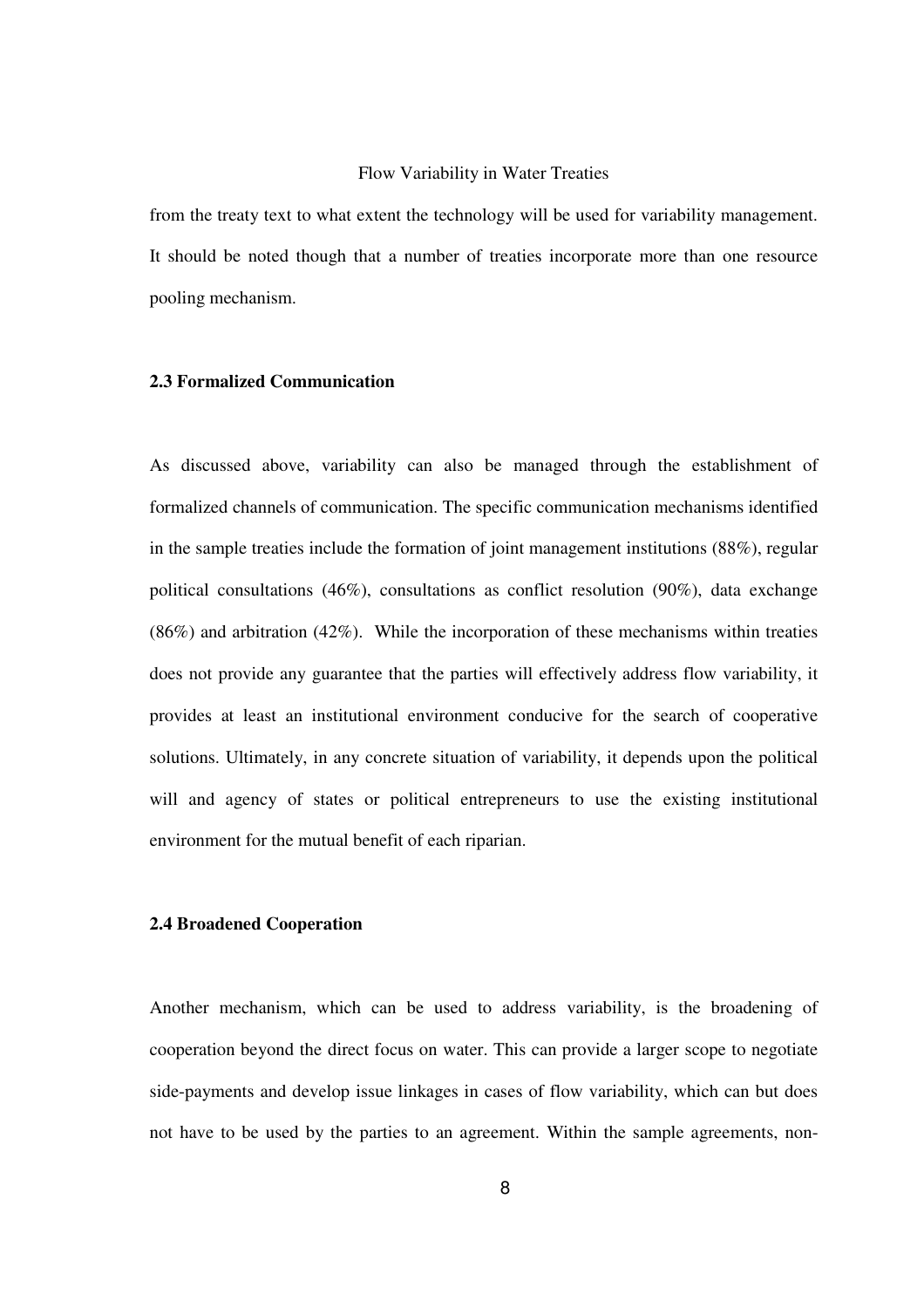from the treaty text to what extent the technology will be used for variability management. It should be noted though that a number of treaties incorporate more than one resource pooling mechanism.

### 2.3 Formalized Communication

As discussed above, variability can also be managed through the establishment of formalized channels of communication. The specific communication mechanisms identified in the sample treaties include the formation of joint management institutions (88%), regular political consultations (46%), consultations as conflict resolution (90%), data exchange (86%) and arbitration (42%). While the incorporation of these mechanisms within treaties does not provide any guarantee that the parties will effectively address flow variability, it provides at least an institutional environment conducive for the search of cooperative solutions. Ultimately, in any concrete situation of variability, it depends upon the political will and agency of states or political entrepreneurs to use the existing institutional environment for the mutual benefit of each riparian.

### 2.4 Broadened Cooperation

Another mechanism, which can be used to address variability, is the broadening of cooperation beyond the direct focus on water. This can provide a larger scope to negotiate side-payments and develop issue linkages in cases of flow variability, which can but does not have to be used by the parties to an agreement. Within the sample agreements, non-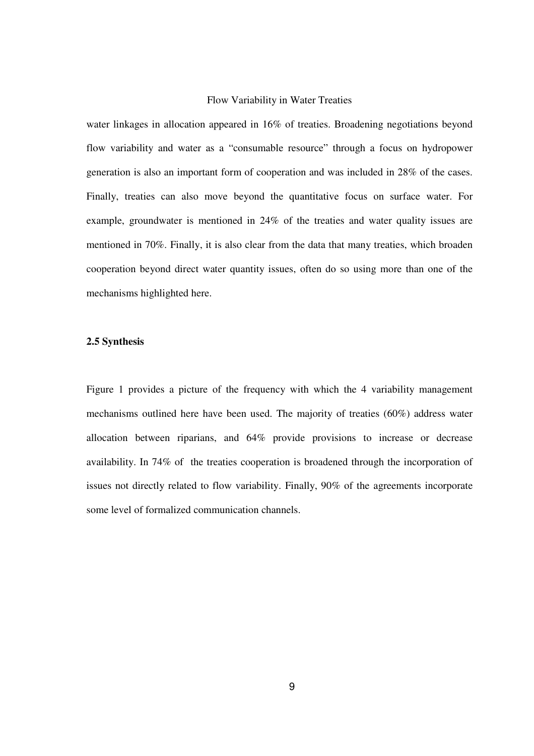water linkages in allocation appeared in 16% of treaties. Broadening negotiations beyond flow variability and water as a "consumable resource" through a focus on hydropower generation is also an important form of cooperation and was included in 28% of the cases. Finally, treaties can also move beyond the quantitative focus on surface water. For example, groundwater is mentioned in 24% of the treaties and water quality issues are mentioned in 70%. Finally, it is also clear from the data that many treaties, which broaden cooperation beyond direct water quantity issues, often do so using more than one of the mechanisms highlighted here.

**2.5 Synthesis**

Figure 1 provides a picture of the frequency with which the 4 variability management mechanisms outlined here have been used. The majority of treaties (60%) address water allocation between riparians, and 64% provide provisions to increase or decrease availability. In 74% of the treaties cooperation is broadened through the incorporation of issues not directly related to flow variability. Finally, 90% of the agreements incorporate some level of formalized communication channels.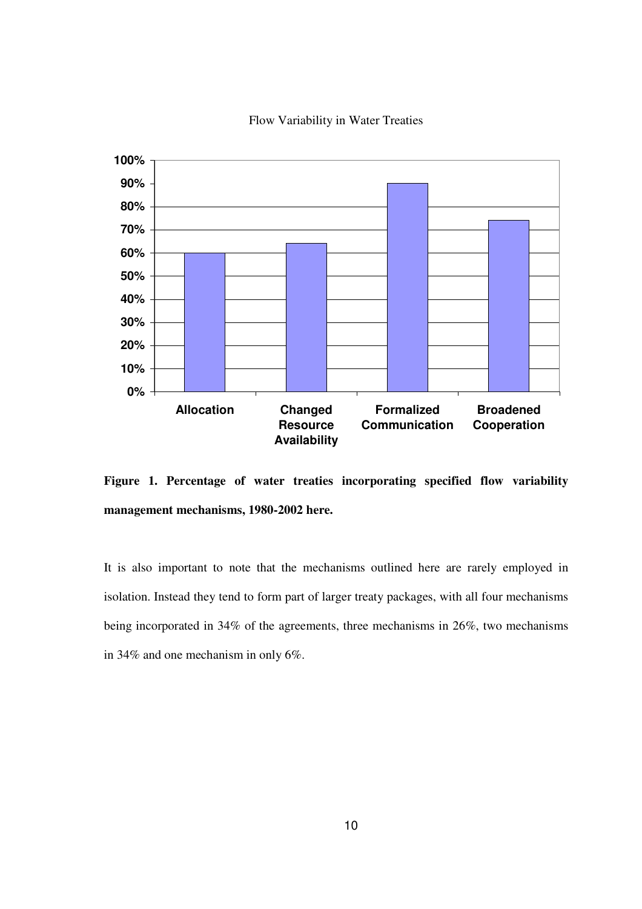Flow Variability in Water Treaties

100%
90%
80%
70%
60%
50%
40%
30%
20%
10%
0%

Allocation
Changed Resource Availability
Formalized Communication
Broadened Cooperation

**Figure 1. Percentage of water treaties incorporating specified flow variability management mechanisms, 1980-2002 here.**

It is also important to note that the mechanisms outlined here are rarely employed in isolation. Instead they tend to form part of larger treaty packages, with all four mechanisms being incorporated in 34% of the agreements, three mechanisms in 26%, two mechanisms in 34% and one mechanism in only 6%.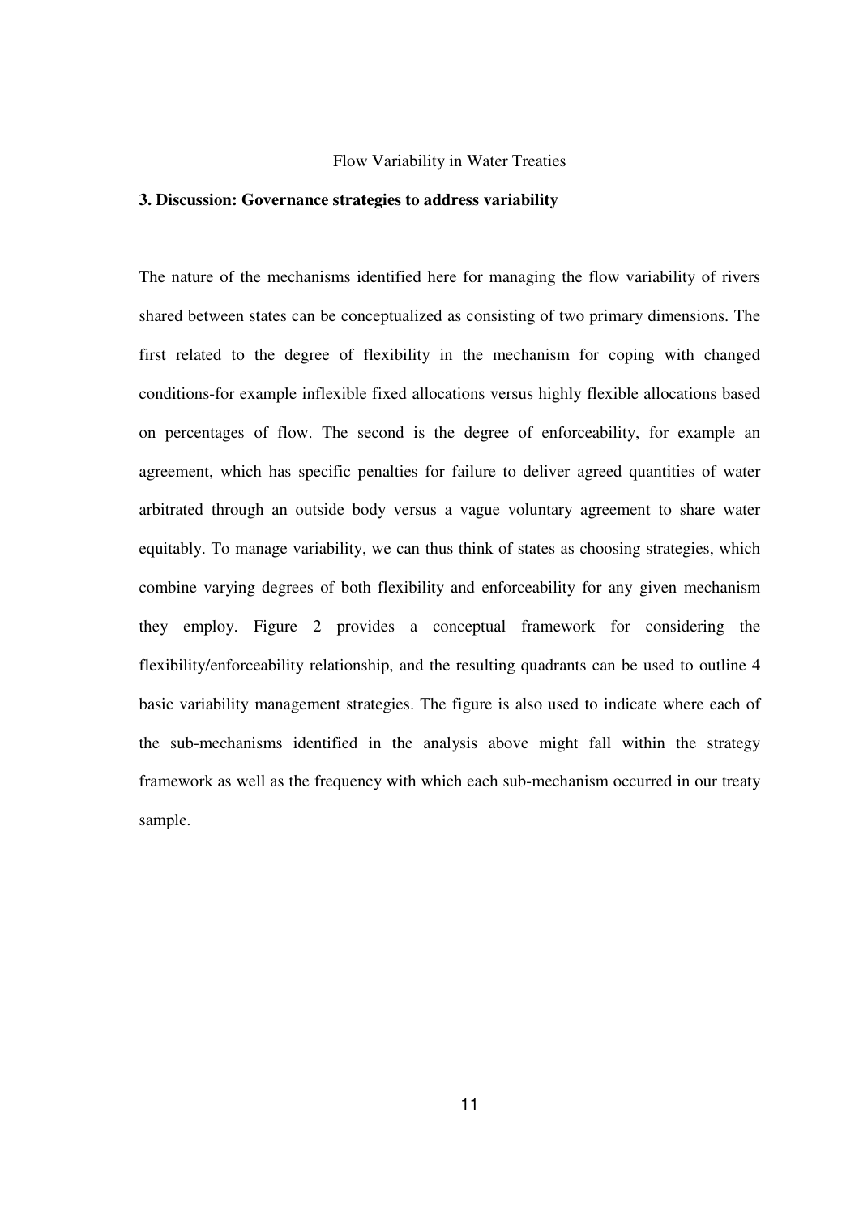## 3. Discussion: Governance strategies to address variability

The nature of the mechanisms identified here for managing the flow variability of rivers shared between states can be conceptualized as consisting of two primary dimensions. The first related to the degree of flexibility in the mechanism for coping with changed conditions-for example inflexible fixed allocations versus highly flexible allocations based on percentages of flow. The second is the degree of enforceability, for example an agreement, which has specific penalties for failure to deliver agreed quantities of water arbitrated through an outside body versus a vague voluntary agreement to share water equitably. To manage variability, we can thus think of states as choosing strategies, which combine varying degrees of both flexibility and enforceability for any given mechanism they employ. Figure 2 provides a conceptual framework for considering the flexibility/enforceability relationship, and the resulting quadrants can be used to outline 4 basic variability management strategies. The figure is also used to indicate where each of the sub-mechanisms identified in the analysis above might fall within the strategy framework as well as the frequency with which each sub-mechanism occurred in our treaty sample.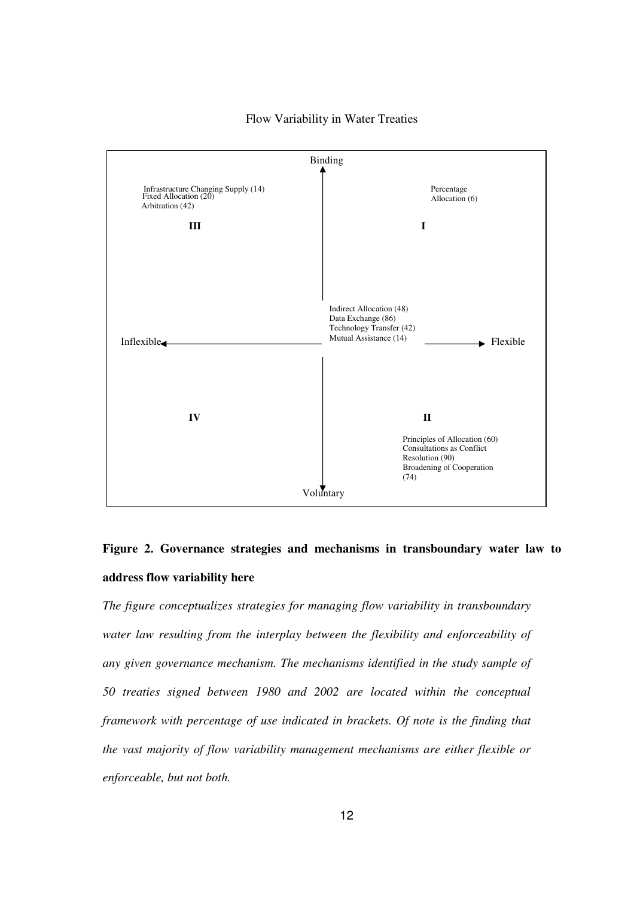Flow Variability in Water Treaties

Binding

Infrastructure Changing Supply (14)
Fixed Allocation (20)
Arbitration (42)

III

Percentage
Allocation (6)

I

Indirect Allocation (48)
Data Exchange (86)
Technology Transfer (42)
Mutual Assistance (14)

Inflexible

Flexible

IV

II

Principles of Allocation (60)
Consultations as Conflict
Resolution (90)
Broadening of Cooperation
(74)

Voluntary

**Figure 2. Governance strategies and mechanisms in transboundary water law to address flow variability here**

*The figure conceptualizes strategies for managing flow variability in transboundary water law resulting from the interplay between the flexibility and enforceability of any given governance mechanism. The mechanisms identified in the study sample of 50 treaties signed between 1980 and 2002 are located within the conceptual framework with percentage of use indicated in brackets. Of note is the finding that the vast majority of flow variability management mechanisms are either flexible or enforceable, but not both.*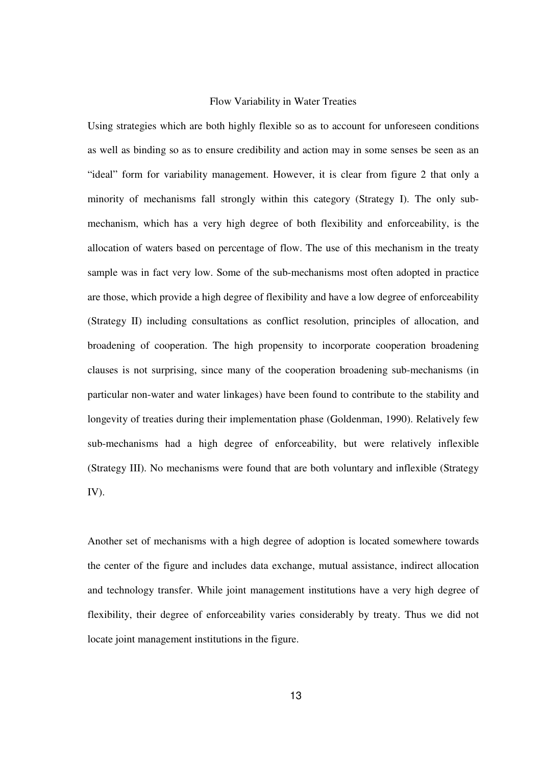Using strategies which are both highly flexible so as to account for unforeseen conditions as well as binding so as to ensure credibility and action may in some senses be seen as an "ideal" form for variability management. However, it is clear from figure 2 that only a minority of mechanisms fall strongly within this category (Strategy I). The only sub-mechanism, which has a very high degree of both flexibility and enforceability, is the allocation of waters based on percentage of flow. The use of this mechanism in the treaty sample was in fact very low. Some of the sub-mechanisms most often adopted in practice are those, which provide a high degree of flexibility and have a low degree of enforceability (Strategy II) including consultations as conflict resolution, principles of allocation, and broadening of cooperation. The high propensity to incorporate cooperation broadening clauses is not surprising, since many of the cooperation broadening sub-mechanisms (in particular non-water and water linkages) have been found to contribute to the stability and longevity of treaties during their implementation phase (Goldenman, 1990). Relatively few sub-mechanisms had a high degree of enforceability, but were relatively inflexible (Strategy III). No mechanisms were found that are both voluntary and inflexible (Strategy IV).

Another set of mechanisms with a high degree of adoption is located somewhere towards the center of the figure and includes data exchange, mutual assistance, indirect allocation and technology transfer. While joint management institutions have a very high degree of flexibility, their degree of enforceability varies considerably by treaty. Thus we did not locate joint management institutions in the figure.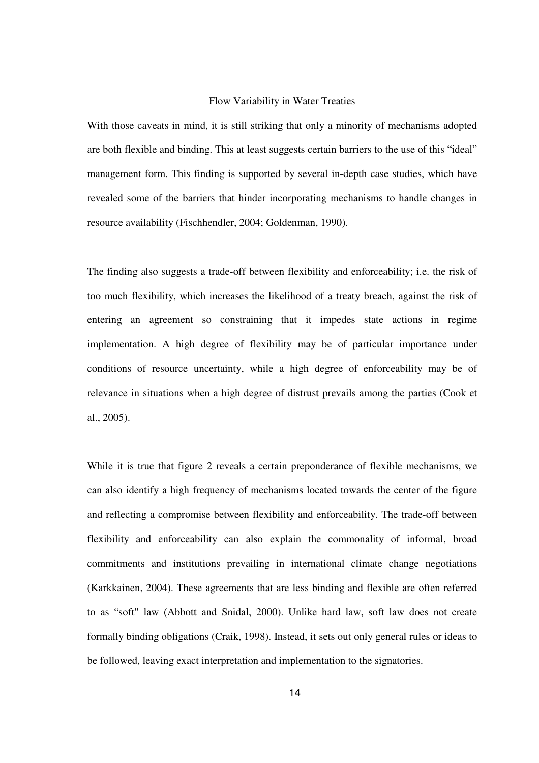With those caveats in mind, it is still striking that only a minority of mechanisms adopted are both flexible and binding. This at least suggests certain barriers to the use of this "ideal" management form. This finding is supported by several in-depth case studies, which have revealed some of the barriers that hinder incorporating mechanisms to handle changes in resource availability (Fischhendler, 2004; Goldenman, 1990).

The finding also suggests a trade-off between flexibility and enforceability; i.e. the risk of too much flexibility, which increases the likelihood of a treaty breach, against the risk of entering an agreement so constraining that it impedes state actions in regime implementation. A high degree of flexibility may be of particular importance under conditions of resource uncertainty, while a high degree of enforceability may be of relevance in situations when a high degree of distrust prevails among the parties (Cook et al., 2005).

While it is true that figure 2 reveals a certain preponderance of flexible mechanisms, we can also identify a high frequency of mechanisms located towards the center of the figure and reflecting a compromise between flexibility and enforceability. The trade-off between flexibility and enforceability can also explain the commonality of informal, broad commitments and institutions prevailing in international climate change negotiations (Karkkainen, 2004). These agreements that are less binding and flexible are often referred to as "soft" law (Abbott and Snidal, 2000). Unlike hard law, soft law does not create formally binding obligations (Craik, 1998). Instead, it sets out only general rules or ideas to be followed, leaving exact interpretation and implementation to the signatories.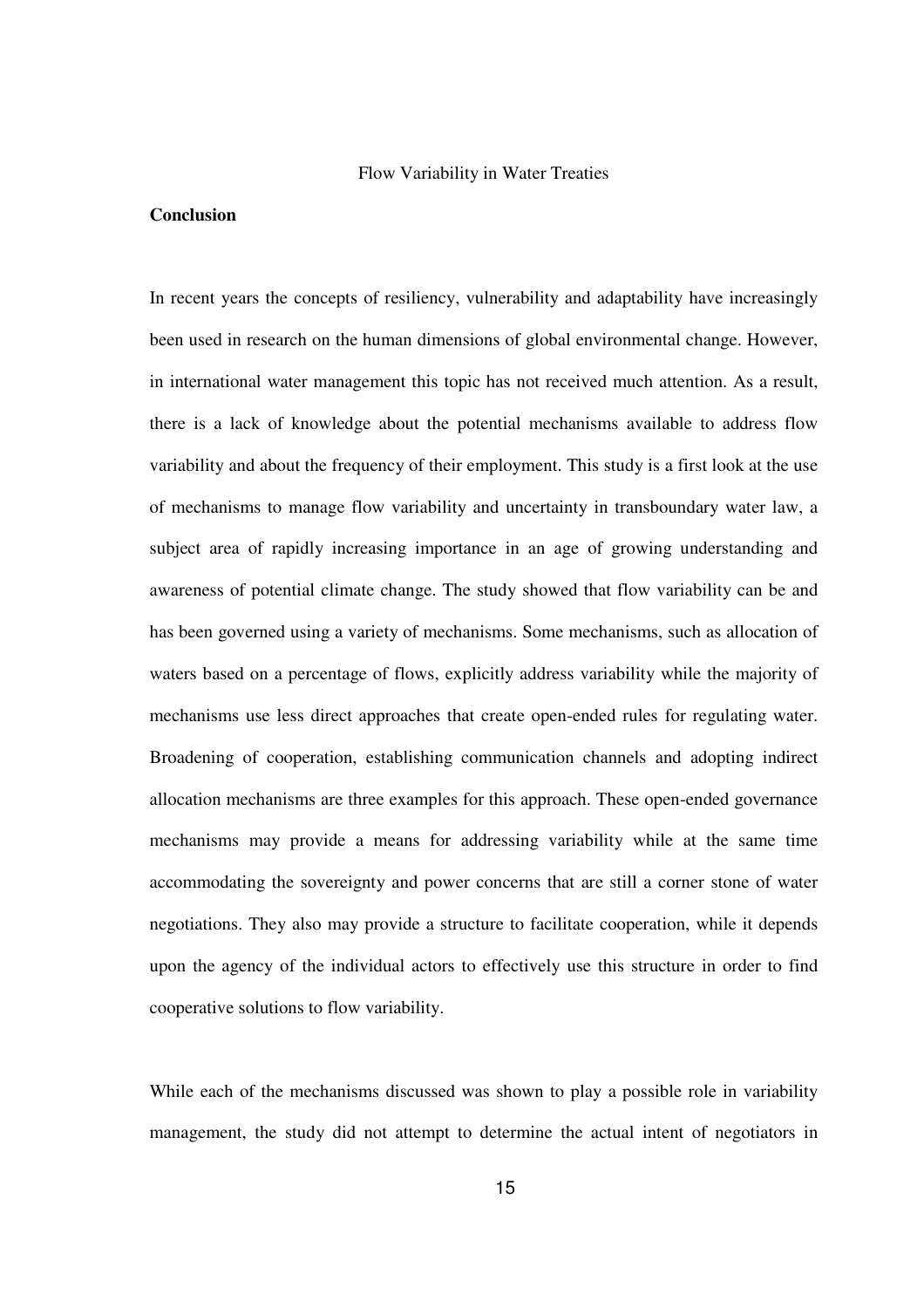## Conclusion

In recent years the concepts of resiliency, vulnerability and adaptability have increasingly been used in research on the human dimensions of global environmental change. However, in international water management this topic has not received much attention. As a result, there is a lack of knowledge about the potential mechanisms available to address flow variability and about the frequency of their employment. This study is a first look at the use of mechanisms to manage flow variability and uncertainty in transboundary water law, a subject area of rapidly increasing importance in an age of growing understanding and awareness of potential climate change. The study showed that flow variability can be and has been governed using a variety of mechanisms. Some mechanisms, such as allocation of waters based on a percentage of flows, explicitly address variability while the majority of mechanisms use less direct approaches that create open-ended rules for regulating water. Broadening of cooperation, establishing communication channels and adopting indirect allocation mechanisms are three examples for this approach. These open-ended governance mechanisms may provide a means for addressing variability while at the same time accommodating the sovereignty and power concerns that are still a corner stone of water negotiations. They also may provide a structure to facilitate cooperation, while it depends upon the agency of the individual actors to effectively use this structure in order to find cooperative solutions to flow variability.

While each of the mechanisms discussed was shown to play a possible role in variability management, the study did not attempt to determine the actual intent of negotiators in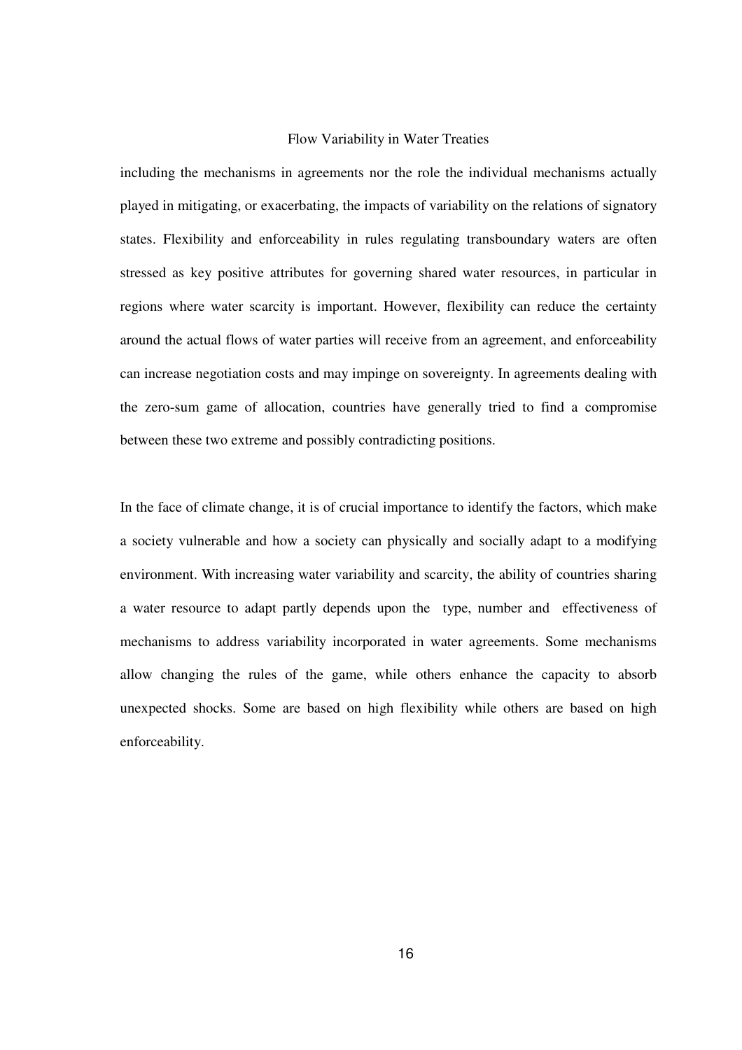including the mechanisms in agreements nor the role the individual mechanisms actually played in mitigating, or exacerbating, the impacts of variability on the relations of signatory states. Flexibility and enforceability in rules regulating transboundary waters are often stressed as key positive attributes for governing shared water resources, in particular in regions where water scarcity is important. However, flexibility can reduce the certainty around the actual flows of water parties will receive from an agreement, and enforceability can increase negotiation costs and may impinge on sovereignty. In agreements dealing with the zero-sum game of allocation, countries have generally tried to find a compromise between these two extreme and possibly contradicting positions.

In the face of climate change, it is of crucial importance to identify the factors, which make a society vulnerable and how a society can physically and socially adapt to a modifying environment. With increasing water variability and scarcity, the ability of countries sharing a water resource to adapt partly depends upon the type, number and effectiveness of mechanisms to address variability incorporated in water agreements. Some mechanisms allow changing the rules of the game, while others enhance the capacity to absorb unexpected shocks. Some are based on high flexibility while others are based on high enforceability.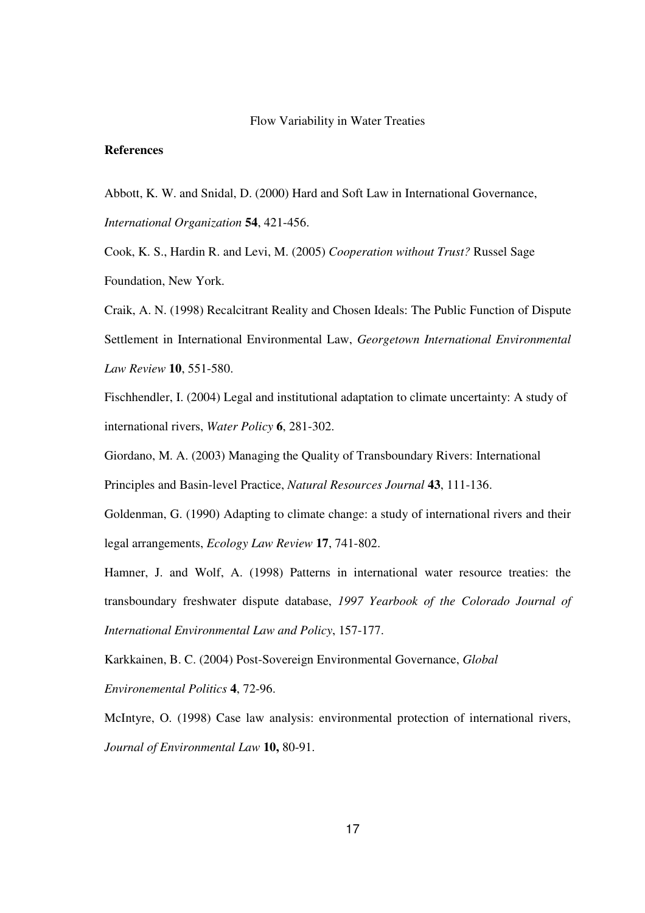**References**

Abbott, K. W. and Snidal, D. (2000) Hard and Soft Law in International Governance, *International Organization* **54**, 421-456.

Cook, K. S., Hardin R. and Levi, M. (2005) *Cooperation without Trust?* Russel Sage Foundation, New York.

Craik, A. N. (1998) Recalcitrant Reality and Chosen Ideals: The Public Function of Dispute Settlement in International Environmental Law, *Georgetown International Environmental Law Review* **10**, 551-580.

Fischhendler, I. (2004) Legal and institutional adaptation to climate uncertainty: A study of international rivers, *Water Policy* **6**, 281-302.

Giordano, M. A. (2003) Managing the Quality of Transboundary Rivers: International Principles and Basin-level Practice, *Natural Resources Journal* **43**, 111-136.

Goldenman, G. (1990) Adapting to climate change: a study of international rivers and their legal arrangements, *Ecology Law Review* **17**, 741-802.

Hamner, J. and Wolf, A. (1998) Patterns in international water resource treaties: the transboundary freshwater dispute database, *1997 Yearbook of the Colorado Journal of International Environmental Law and Policy*, 157-177.

Karkkainen, B. C. (2004) Post-Sovereign Environmental Governance, *Global Environemental Politics* **4**, 72-96.

McIntyre, O. (1998) Case law analysis: environmental protection of international rivers, *Journal of Environmental Law* **10,** 80-91.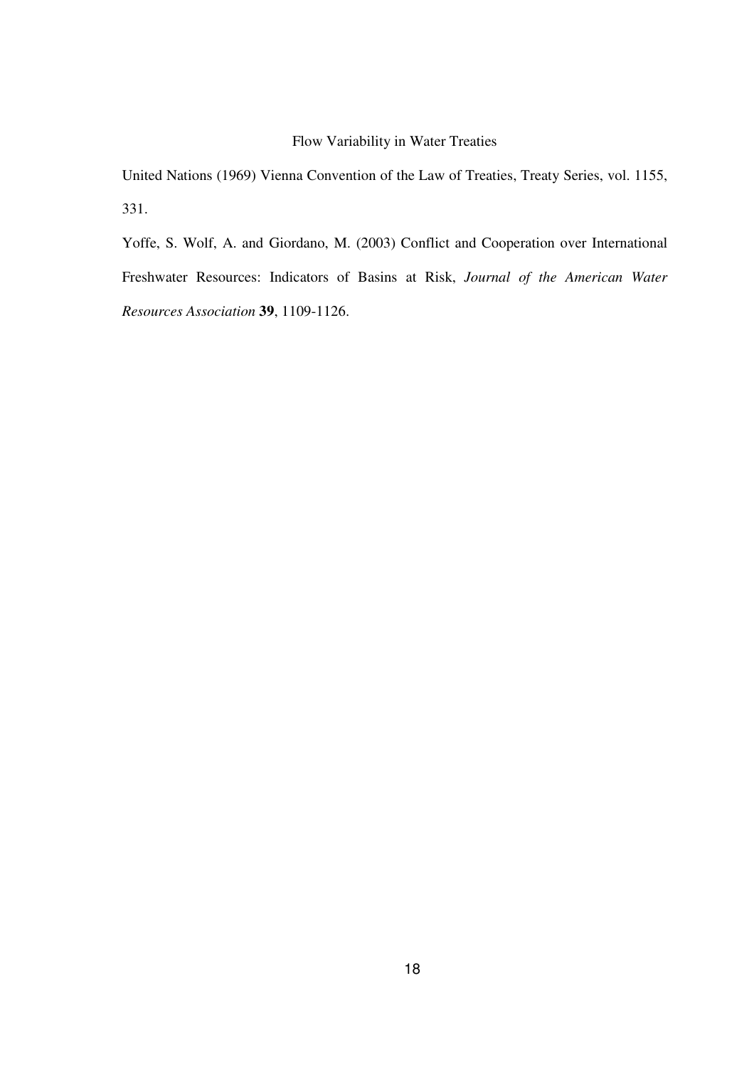United Nations (1969) Vienna Convention of the Law of Treaties, Treaty Series, vol. 1155, 331.

Yoffe, S. Wolf, A. and Giordano, M. (2003) Conflict and Cooperation over International Freshwater Resources: Indicators of Basins at Risk, *Journal of the American Water Resources Association* **39**, 1109-1126.